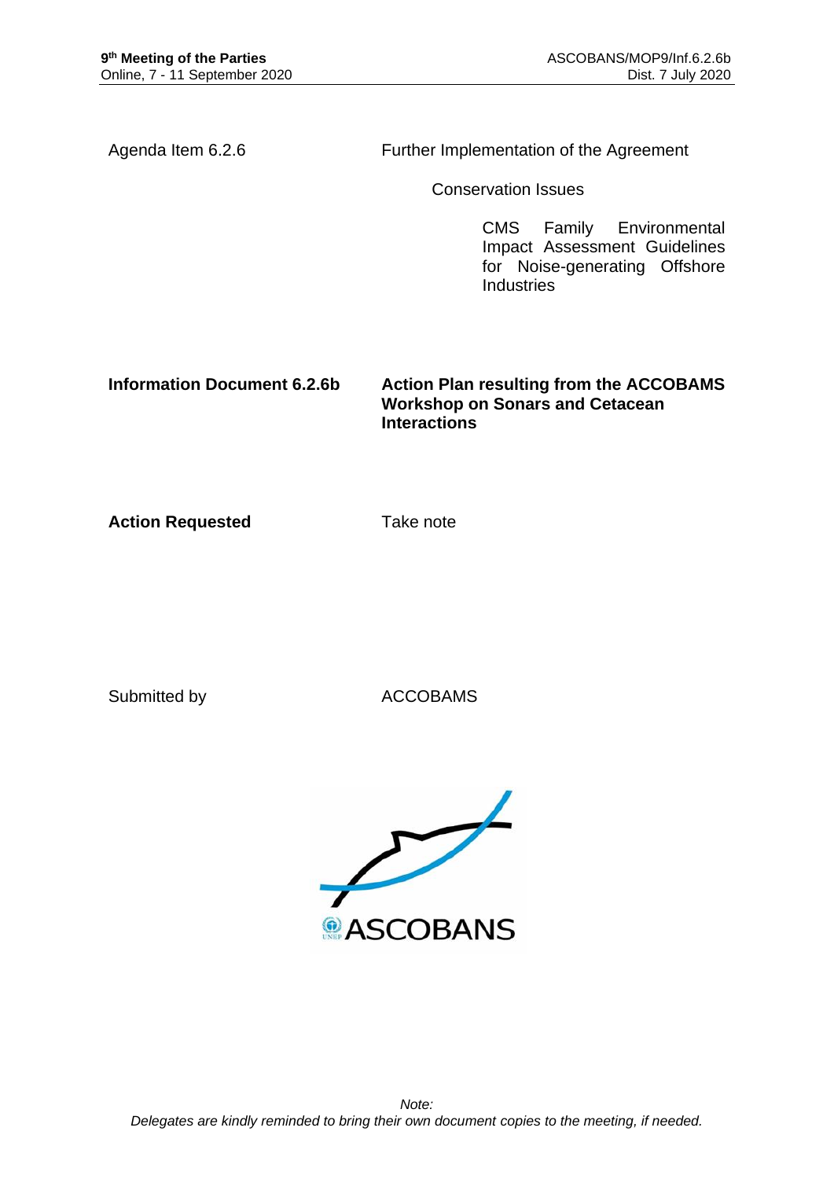Agenda Item 6.2.6

Further Implementation of the Agreement

Conservation Issues

CMS Family Environmental Impact Assessment Guidelines for Noise-generating Offshore Industries

**Information Document 6.2.6b**

**Action Plan resulting from the ACCOBAMS Workshop on Sonars and Cetacean Interactions**

**Action Requested**

Take note

Submitted by

ACCOBAMS

ASCOBANS

*Note:*
*Delegates are kindly reminded to bring their own document copies to the meeting, if needed.*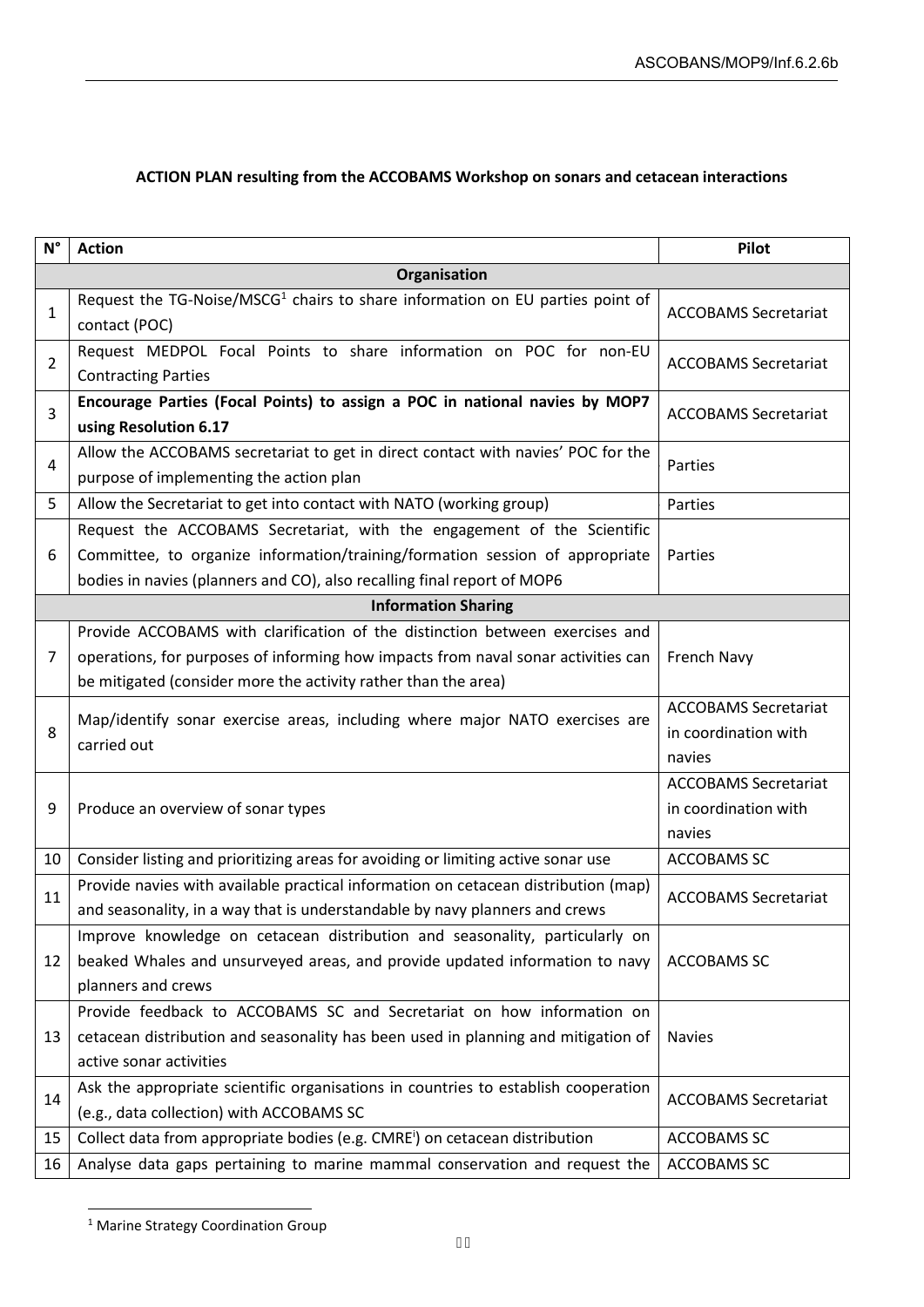**ACTION PLAN resulting from the ACCOBAMS Workshop on sonars and cetacean interactions**

| N° | Action | Pilot |
|---|---|---|
| | **Organisation** | |
| 1 | Request the TG-Noise/MSCG[1] chairs to share information on EU parties point of contact (POC) | ACCOBAMS Secretariat |
| 2 | Request MEDPOL Focal Points to share information on POC for non-EU Contracting Parties | ACCOBAMS Secretariat |
| 3 | **Encourage Parties (Focal Points) to assign a POC in national navies by MOP7 using Resolution 6.17** | ACCOBAMS Secretariat |
| 4 | Allow the ACCOBAMS secretariat to get in direct contact with navies' POC for the purpose of implementing the action plan | Parties |
| 5 | Allow the Secretariat to get into contact with NATO (working group) | Parties |
| 6 | Request the ACCOBAMS Secretariat, with the engagement of the Scientific Committee, to organize information/training/formation session of appropriate bodies in navies (planners and CO), also recalling final report of MOP6 | Parties |
| | **Information Sharing** | |
| 7 | Provide ACCOBAMS with clarification of the distinction between exercises and operations, for purposes of informing how impacts from naval sonar activities can be mitigated (consider more the activity rather than the area) | French Navy |
| 8 | Map/identify sonar exercise areas, including where major NATO exercises are carried out | ACCOBAMS Secretariat in coordination with navies |
| 9 | Produce an overview of sonar types | ACCOBAMS Secretariat in coordination with navies |
| 10 | Consider listing and prioritizing areas for avoiding or limiting active sonar use | ACCOBAMS SC |
| 11 | Provide navies with available practical information on cetacean distribution (map) and seasonality, in a way that is understandable by navy planners and crews | ACCOBAMS Secretariat |
| 12 | Improve knowledge on cetacean distribution and seasonality, particularly on beaked Whales and unsurveyed areas, and provide updated information to navy planners and crews | ACCOBAMS SC |
| 13 | Provide feedback to ACCOBAMS SC and Secretariat on how information on cetacean distribution and seasonality has been used in planning and mitigation of active sonar activities | Navies |
| 14 | Ask the appropriate scientific organisations in countries to establish cooperation (e.g., data collection) with ACCOBAMS SC | ACCOBAMS Secretariat |
| 15 | Collect data from appropriate bodies (e.g. CMRE[i]) on cetacean distribution | ACCOBAMS SC |
| 16 | Analyse data gaps pertaining to marine mammal conservation and request the | ACCOBAMS SC |

[1] Marine Strategy Coordination Group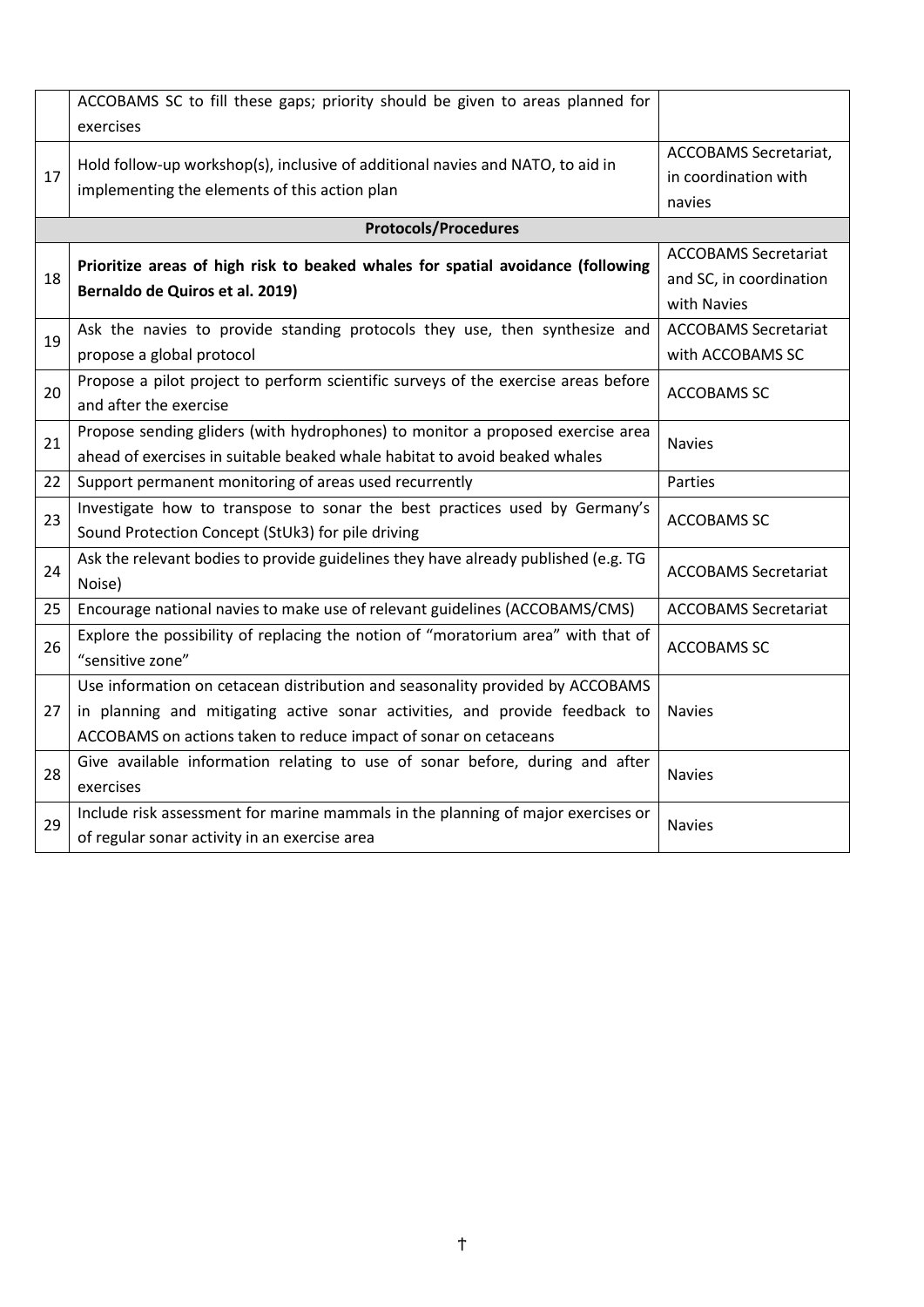| | | |
|---|---|---|
| | ACCOBAMS SC to fill these gaps; priority should be given to areas planned for exercises | |
| 17 | Hold follow-up workshop(s), inclusive of additional navies and NATO, to aid in implementing the elements of this action plan | ACCOBAMS Secretariat, in coordination with navies |
| | **Protocols/Procedures** | |
| 18 | **Prioritize areas of high risk to beaked whales for spatial avoidance (following Bernaldo de Quiros et al. 2019)** | ACCOBAMS Secretariat and SC, in coordination with Navies |
| 19 | Ask the navies to provide standing protocols they use, then synthesize and propose a global protocol | ACCOBAMS Secretariat with ACCOBAMS SC |
| 20 | Propose a pilot project to perform scientific surveys of the exercise areas before and after the exercise | ACCOBAMS SC |
| 21 | Propose sending gliders (with hydrophones) to monitor a proposed exercise area ahead of exercises in suitable beaked whale habitat to avoid beaked whales | Navies |
| 22 | Support permanent monitoring of areas used recurrently | Parties |
| 23 | Investigate how to transpose to sonar the best practices used by Germany's Sound Protection Concept (StUk3) for pile driving | ACCOBAMS SC |
| 24 | Ask the relevant bodies to provide guidelines they have already published (e.g. TG Noise) | ACCOBAMS Secretariat |
| 25 | Encourage national navies to make use of relevant guidelines (ACCOBAMS/CMS) | ACCOBAMS Secretariat |
| 26 | Explore the possibility of replacing the notion of "moratorium area" with that of "sensitive zone" | ACCOBAMS SC |
| 27 | Use information on cetacean distribution and seasonality provided by ACCOBAMS in planning and mitigating active sonar activities, and provide feedback to ACCOBAMS on actions taken to reduce impact of sonar on cetaceans | Navies |
| 28 | Give available information relating to use of sonar before, during and after exercises | Navies |
| 29 | Include risk assessment for marine mammals in the planning of major exercises or of regular sonar activity in an exercise area | Navies |

†